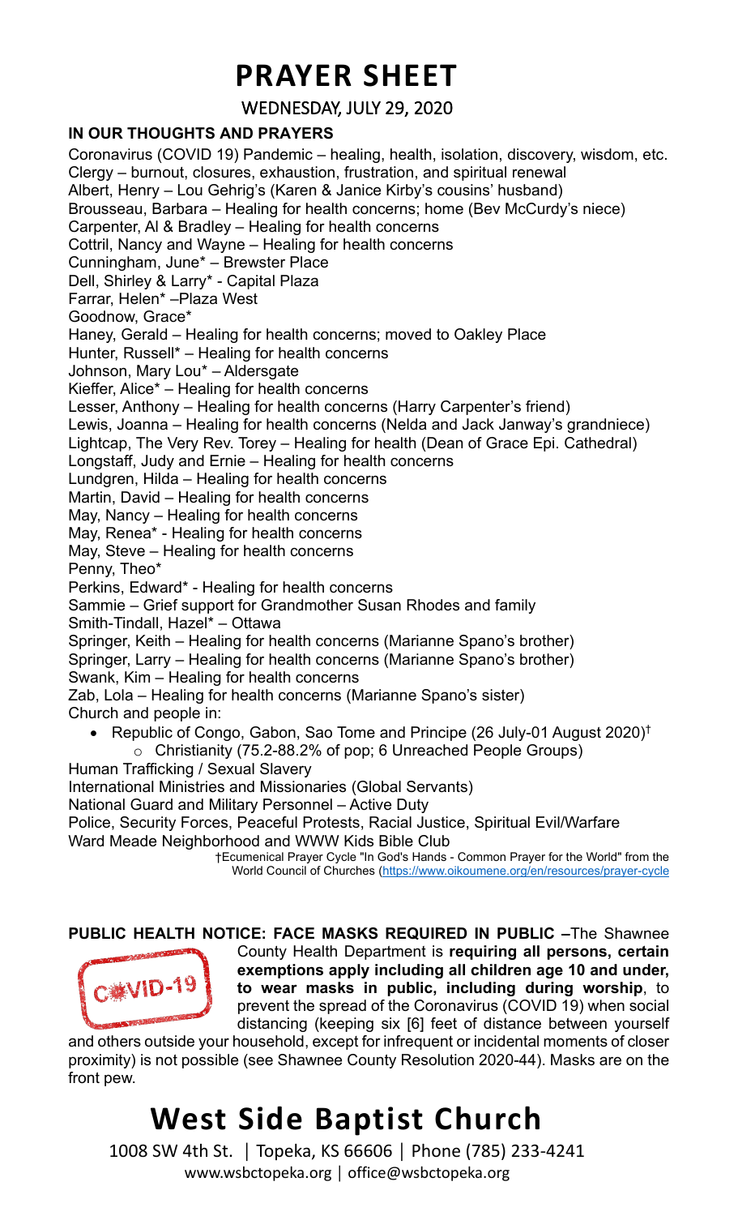# PRAYER SHEET

WEDNESDAY, JULY 29, 2020

**IN OUR THOUGHTS AND PRAYERS**

Coronavirus (COVID 19) Pandemic – healing, health, isolation, discovery, wisdom, etc.
Clergy – burnout, closures, exhaustion, frustration, and spiritual renewal
Albert, Henry – Lou Gehrig's (Karen & Janice Kirby's cousins' husband)
Brousseau, Barbara – Healing for health concerns; home (Bev McCurdy's niece)
Carpenter, Al & Bradley – Healing for health concerns
Cottril, Nancy and Wayne – Healing for health concerns
Cunningham, June* – Brewster Place
Dell, Shirley & Larry* - Capital Plaza
Farrar, Helen* –Plaza West
Goodnow, Grace*
Haney, Gerald – Healing for health concerns; moved to Oakley Place
Hunter, Russell* – Healing for health concerns
Johnson, Mary Lou* – Aldersgate
Kieffer, Alice* – Healing for health concerns
Lesser, Anthony – Healing for health concerns (Harry Carpenter's friend)
Lewis, Joanna – Healing for health concerns (Nelda and Jack Janway's grandniece)
Lightcap, The Very Rev. Torey – Healing for health (Dean of Grace Epi. Cathedral)
Longstaff, Judy and Ernie – Healing for health concerns
Lundgren, Hilda – Healing for health concerns
Martin, David – Healing for health concerns
May, Nancy – Healing for health concerns
May, Renea* - Healing for health concerns
May, Steve – Healing for health concerns
Penny, Theo*
Perkins, Edward* - Healing for health concerns
Sammie – Grief support for Grandmother Susan Rhodes and family
Smith-Tindall, Hazel* – Ottawa
Springer, Keith – Healing for health concerns (Marianne Spano's brother)
Springer, Larry – Healing for health concerns (Marianne Spano's brother)
Swank, Kim – Healing for health concerns
Zab, Lola – Healing for health concerns (Marianne Spano's sister)
Church and people in:

- Republic of Congo, Gabon, Sao Tome and Principe (26 July-01 August 2020)†
  - Christianity (75.2-88.2% of pop; 6 Unreached People Groups)

Human Trafficking / Sexual Slavery
International Ministries and Missionaries (Global Servants)
National Guard and Military Personnel – Active Duty
Police, Security Forces, Peaceful Protests, Racial Justice, Spiritual Evil/Warfare
Ward Meade Neighborhood and WWW Kids Bible Club

†Ecumenical Prayer Cycle "In God's Hands - Common Prayer for the World" from the World Council of Churches (https://www.oikoumene.org/en/resources/prayer-cycle

**PUBLIC HEALTH NOTICE: FACE MASKS REQUIRED IN PUBLIC –**The Shawnee County Health Department is **requiring all persons, certain exemptions apply including all children age 10 and under, to wear masks in public, including during worship**, to prevent the spread of the Coronavirus (COVID 19) when social distancing (keeping six [6] feet of distance between yourself and others outside your household, except for infrequent or incidental moments of closer proximity) is not possible (see Shawnee County Resolution 2020-44). Masks are on the front pew.

# West Side Baptist Church

1008 SW 4th St. | Topeka, KS 66606 | Phone (785) 233-4241
www.wsbctopeka.org | office@wsbctopeka.org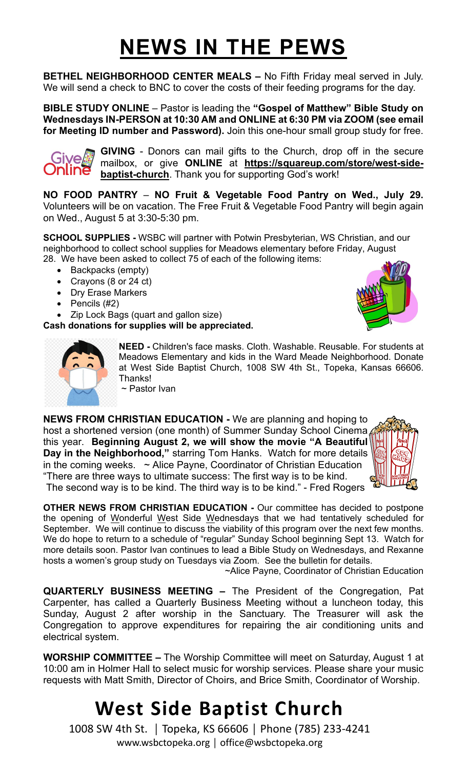# NEWS IN THE PEWS

**BETHEL NEIGHBORHOOD CENTER MEALS –** No Fifth Friday meal served in July. We will send a check to BNC to cover the costs of their feeding programs for the day.

**BIBLE STUDY ONLINE** – Pastor is leading the **"Gospel of Matthew" Bible Study on Wednesdays IN-PERSON at 10:30 AM and ONLINE at 6:30 PM via ZOOM (see email for Meeting ID number and Password).** Join this one-hour small group study for free.

**GIVING** - Donors can mail gifts to the Church, drop off in the secure mailbox, or give **ONLINE** at **https://squareup.com/store/west-side-baptist-church**. Thank you for supporting God's work!

**NO FOOD PANTRY** – **NO Fruit & Vegetable Food Pantry on Wed., July 29.** Volunteers will be on vacation. The Free Fruit & Vegetable Food Pantry will begin again on Wed., August 5 at 3:30-5:30 pm.

**SCHOOL SUPPLIES -** WSBC will partner with Potwin Presbyterian, WS Christian, and our neighborhood to collect school supplies for Meadows elementary before Friday, August 28. We have been asked to collect 75 of each of the following items:

- Backpacks (empty)
- Crayons (8 or 24 ct)
- Dry Erase Markers
- Pencils (#2)
- Zip Lock Bags (quart and gallon size)

**Cash donations for supplies will be appreciated.**

**NEED -** Children's face masks. Cloth. Washable. Reusable. For students at Meadows Elementary and kids in the Ward Meade Neighborhood. Donate at West Side Baptist Church, 1008 SW 4th St., Topeka, Kansas 66606. Thanks!
~ Pastor Ivan

**NEWS FROM CHRISTIAN EDUCATION -** We are planning and hoping to host a shortened version (one month) of Summer Sunday School Cinema this year. **Beginning August 2, we will show the movie "A Beautiful Day in the Neighborhood,"** starring Tom Hanks. Watch for more details in the coming weeks. ~ Alice Payne, Coordinator of Christian Education
"There are three ways to ultimate success: The first way is to be kind. The second way is to be kind. The third way is to be kind." - Fred Rogers

**OTHER NEWS FROM CHRISTIAN EDUCATION -** Our committee has decided to postpone the opening of Wonderful West Side Wednesdays that we had tentatively scheduled for September. We will continue to discuss the viability of this program over the next few months. We do hope to return to a schedule of "regular" Sunday School beginning Sept 13. Watch for more details soon. Pastor Ivan continues to lead a Bible Study on Wednesdays, and Rexanne hosts a women's group study on Tuesdays via Zoom. See the bulletin for details.
~Alice Payne, Coordinator of Christian Education

**QUARTERLY BUSINESS MEETING –** The President of the Congregation, Pat Carpenter, has called a Quarterly Business Meeting without a luncheon today, this Sunday, August 2 after worship in the Sanctuary. The Treasurer will ask the Congregation to approve expenditures for repairing the air conditioning units and electrical system.

**WORSHIP COMMITTEE –** The Worship Committee will meet on Saturday, August 1 at 10:00 am in Holmer Hall to select music for worship services. Please share your music requests with Matt Smith, Director of Choirs, and Brice Smith, Coordinator of Worship.

# West Side Baptist Church

1008 SW 4th St. | Topeka, KS 66606 | Phone (785) 233-4241
www.wsbctopeka.org | office@wsbctopeka.org